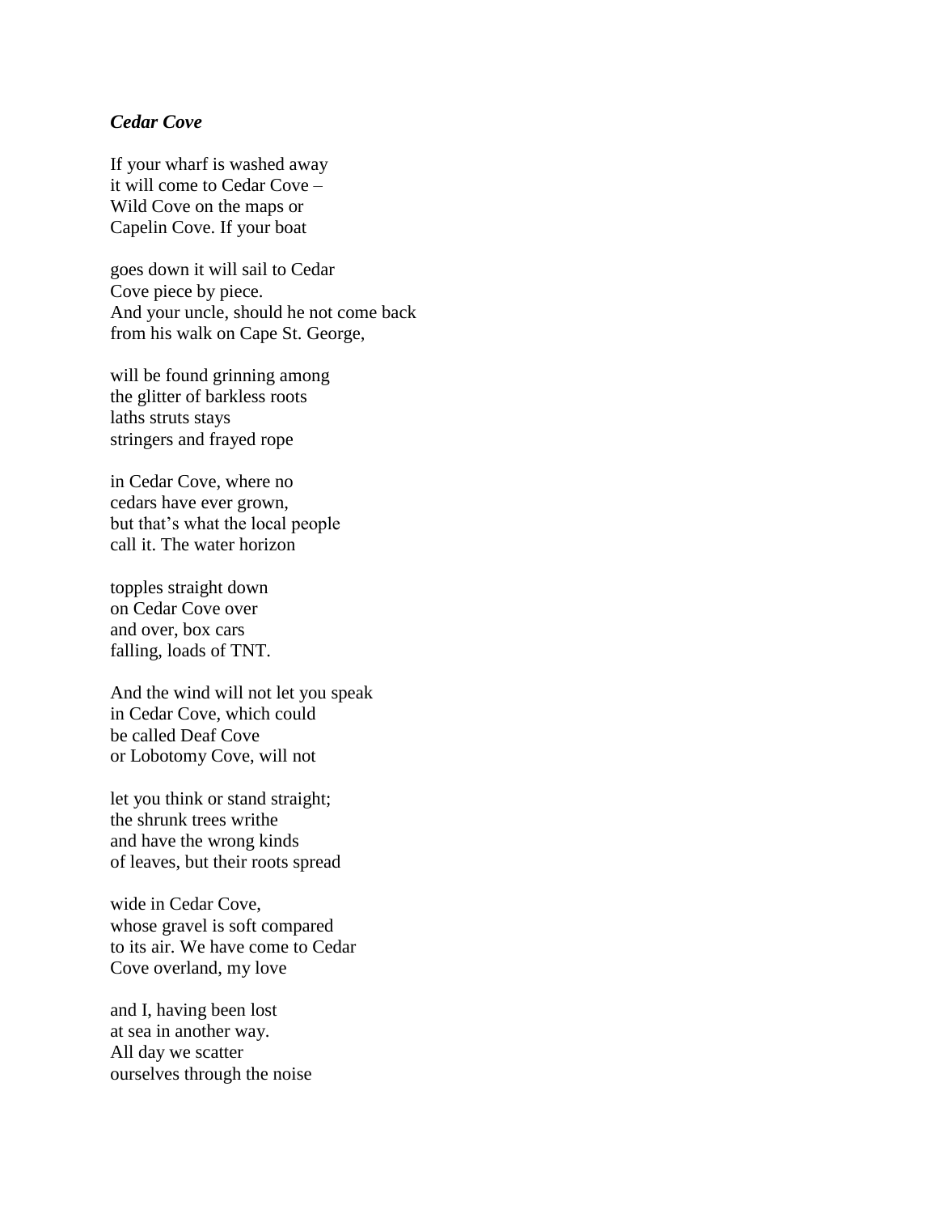***Cedar Cove***

If your wharf is washed away  
it will come to Cedar Cove –  
Wild Cove on the maps or  
Capelin Cove. If your boat

goes down it will sail to Cedar  
Cove piece by piece.  
And your uncle, should he not come back  
from his walk on Cape St. George,

will be found grinning among  
the glitter of barkless roots  
laths struts stays  
stringers and frayed rope

in Cedar Cove, where no  
cedars have ever grown,  
but that's what the local people  
call it. The water horizon

topples straight down  
on Cedar Cove over  
and over, box cars  
falling, loads of TNT.

And the wind will not let you speak  
in Cedar Cove, which could  
be called Deaf Cove  
or Lobotomy Cove, will not

let you think or stand straight;  
the shrunk trees writhe  
and have the wrong kinds  
of leaves, but their roots spread

wide in Cedar Cove,  
whose gravel is soft compared  
to its air. We have come to Cedar  
Cove overland, my love

and I, having been lost  
at sea in another way.  
All day we scatter  
ourselves through the noise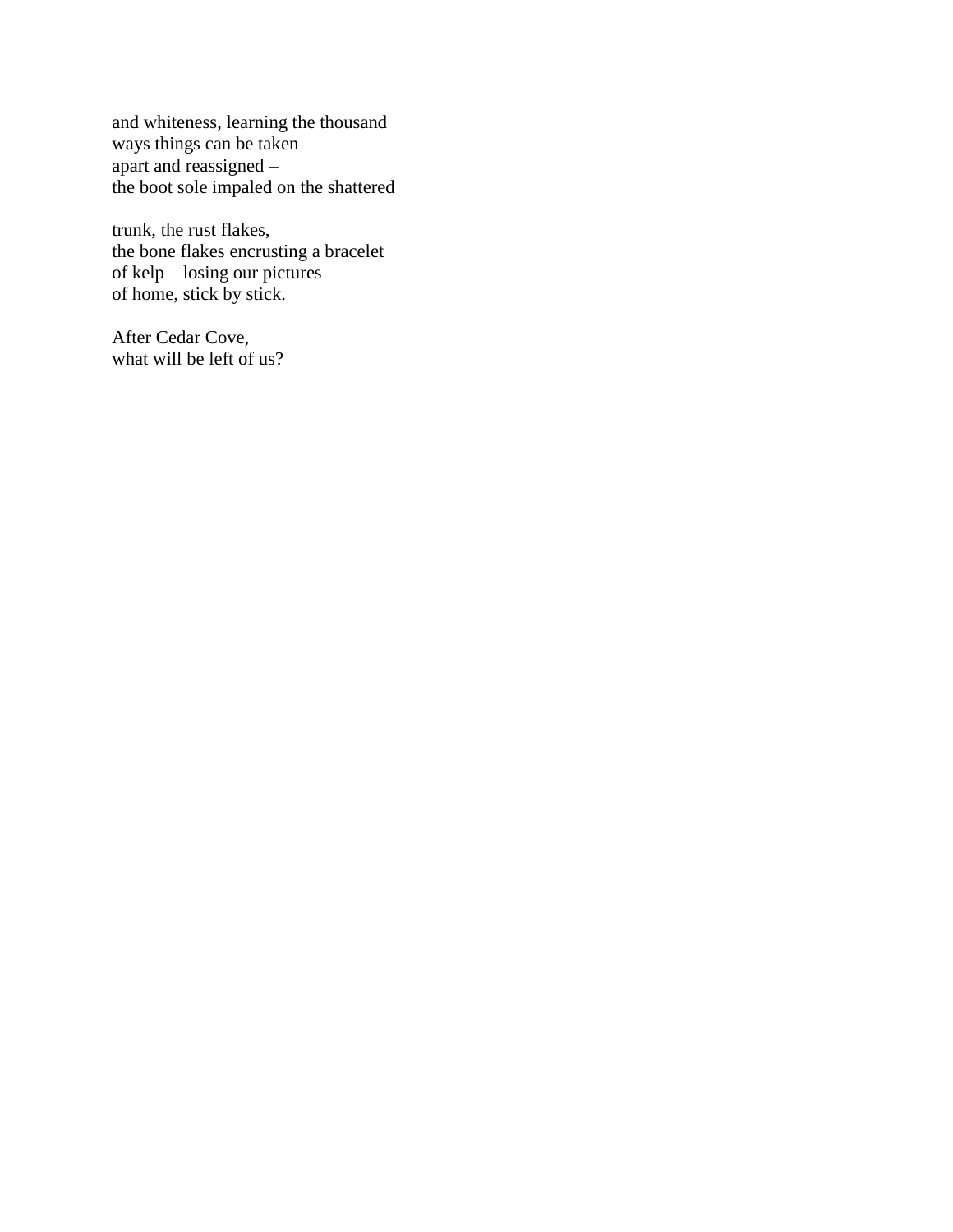and whiteness, learning the thousand
ways things can be taken
apart and reassigned –
the boot sole impaled on the shattered

trunk, the rust flakes,
the bone flakes encrusting a bracelet
of kelp – losing our pictures
of home, stick by stick.

After Cedar Cove,
what will be left of us?